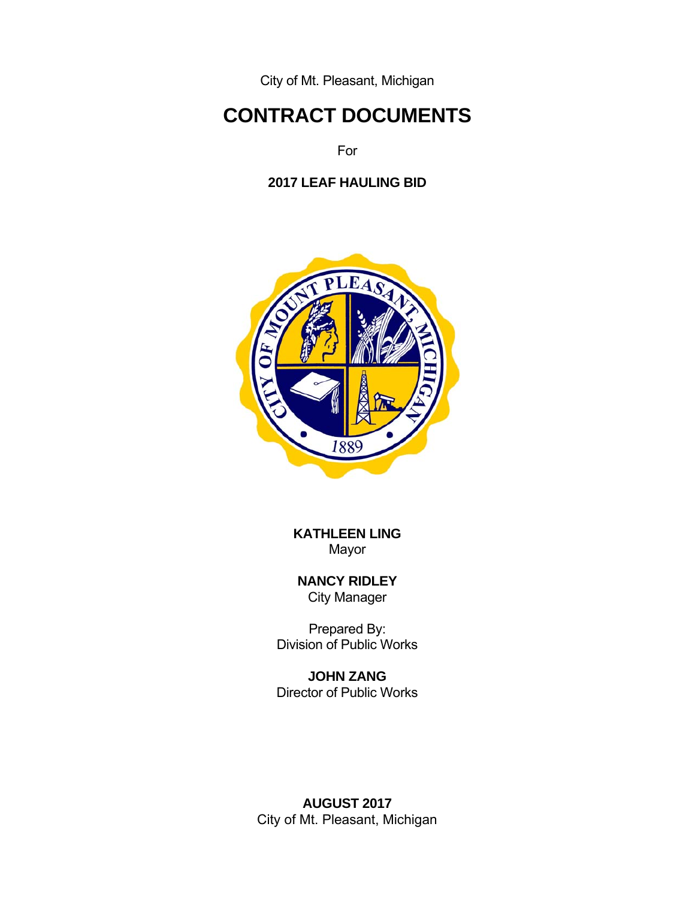City of Mt. Pleasant, Michigan

# CONTRACT DOCUMENTS

For

**2017 LEAF HAULING BID**

**KATHLEEN LING**
Mayor

**NANCY RIDLEY**
City Manager

Prepared By:
Division of Public Works

**JOHN ZANG**
Director of Public Works

**AUGUST 2017**
City of Mt. Pleasant, Michigan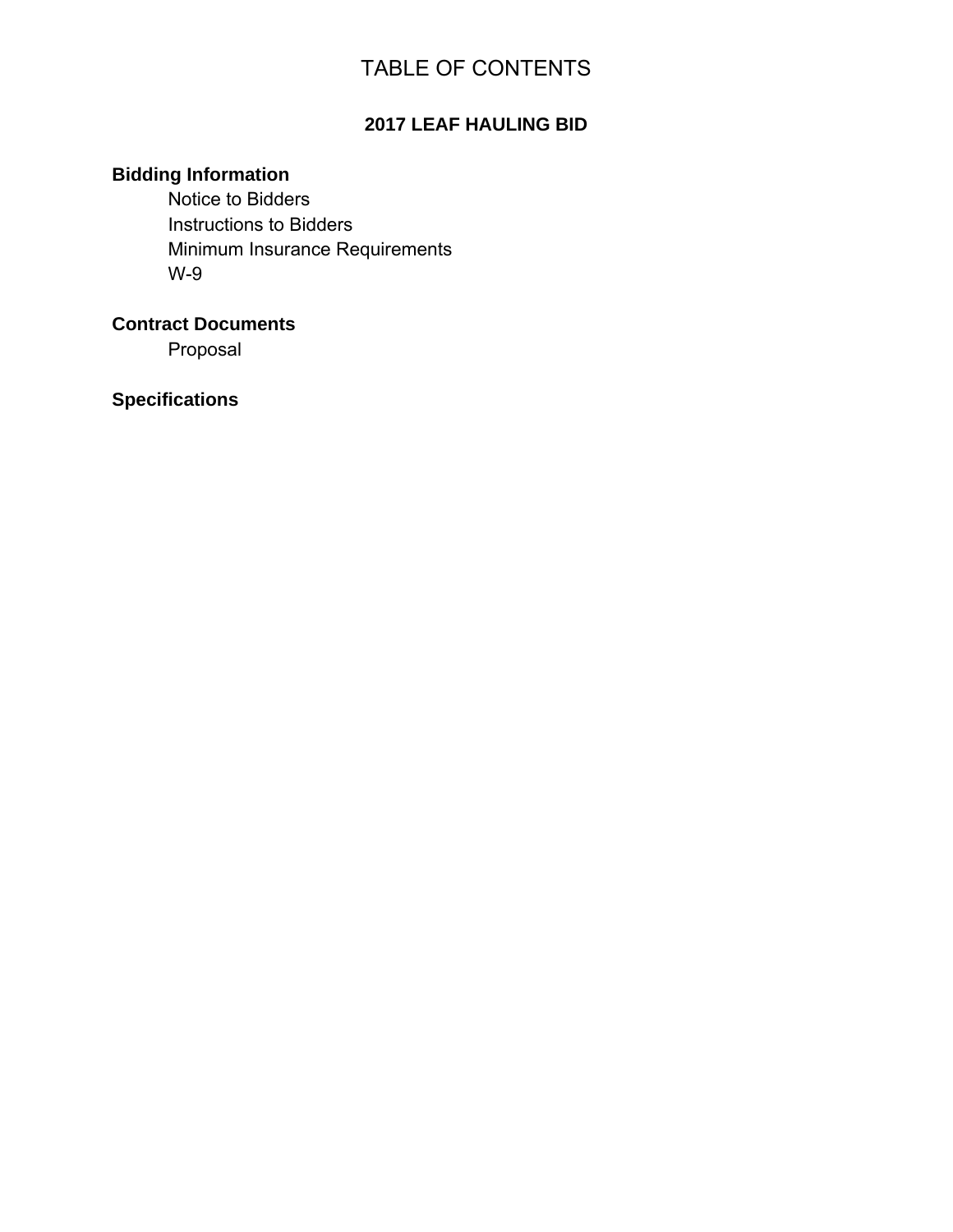# TABLE OF CONTENTS

## 2017 LEAF HAULING BID

### Bidding Information

- Notice to Bidders
- Instructions to Bidders
- Minimum Insurance Requirements
- W-9

### Contract Documents

- Proposal

### Specifications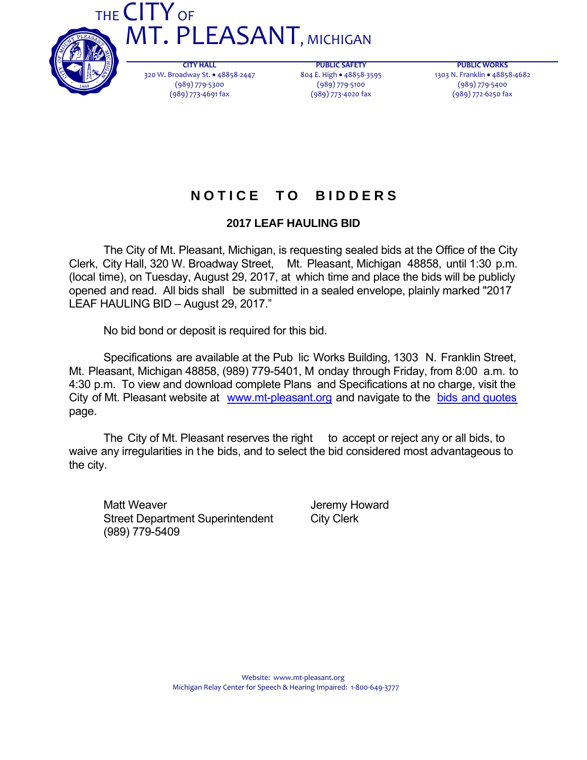# THE CITY OF MT. PLEASANT, MICHIGAN

| CITY HALL | PUBLIC SAFETY | PUBLIC WORKS |
|---|---|---|
| 320 W. Broadway St. • 48858-2447 | 804 E. High • 48858-3595 | 1303 N. Franklin • 48858-4682 |
| (989) 779-5300 | (989) 779-5100 | (989) 779-5400 |
| (989) 773-4691 fax | (989) 773-4020 fax | (989) 772-6250 fax |

## NOTICE TO BIDDERS

### 2017 LEAF HAULING BID

The City of Mt. Pleasant, Michigan, is requesting sealed bids at the Office of the City Clerk, City Hall, 320 W. Broadway Street, Mt. Pleasant, Michigan 48858, until 1:30 p.m. (local time), on Tuesday, August 29, 2017, at which time and place the bids will be publicly opened and read. All bids shall be submitted in a sealed envelope, plainly marked "2017 LEAF HAULING BID – August 29, 2017."

No bid bond or deposit is required for this bid.

Specifications are available at the Public Works Building, 1303 N. Franklin Street, Mt. Pleasant, Michigan 48858, (989) 779-5401, Monday through Friday, from 8:00 a.m. to 4:30 p.m. To view and download complete Plans and Specifications at no charge, visit the City of Mt. Pleasant website at www.mt-pleasant.org and navigate to the bids and quotes page.

The City of Mt. Pleasant reserves the right to accept or reject any or all bids, to waive any irregularities in the bids, and to select the bid considered most advantageous to the city.

Matt Weaver
Street Department Superintendent
(989) 779-5409

Jeremy Howard
City Clerk

Website: www.mt-pleasant.org
Michigan Relay Center for Speech & Hearing Impaired: 1-800-649-3777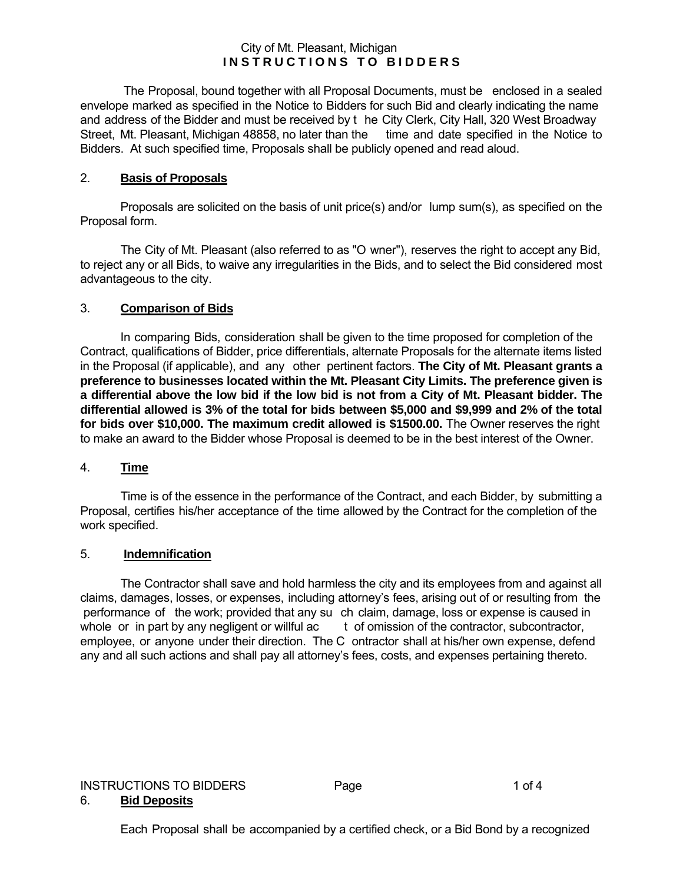City of Mt. Pleasant, Michigan

**INSTRUCTIONS TO BIDDERS**

The Proposal, bound together with all Proposal Documents, must be enclosed in a sealed envelope marked as specified in the Notice to Bidders for such Bid and clearly indicating the name and address of the Bidder and must be received by the City Clerk, City Hall, 320 West Broadway Street, Mt. Pleasant, Michigan 48858, no later than the time and date specified in the Notice to Bidders. At such specified time, Proposals shall be publicly opened and read aloud.

2. **Basis of Proposals**

Proposals are solicited on the basis of unit price(s) and/or lump sum(s), as specified on the Proposal form.

The City of Mt. Pleasant (also referred to as "Owner"), reserves the right to accept any Bid, to reject any or all Bids, to waive any irregularities in the Bids, and to select the Bid considered most advantageous to the city.

3. **Comparison of Bids**

In comparing Bids, consideration shall be given to the time proposed for completion of the Contract, qualifications of Bidder, price differentials, alternate Proposals for the alternate items listed in the Proposal (if applicable), and any other pertinent factors. **The City of Mt. Pleasant grants a preference to businesses located within the Mt. Pleasant City Limits. The preference given is a differential above the low bid if the low bid is not from a City of Mt. Pleasant bidder. The differential allowed is 3% of the total for bids between $5,000 and $9,999 and 2% of the total for bids over $10,000. The maximum credit allowed is $1500.00.** The Owner reserves the right to make an award to the Bidder whose Proposal is deemed to be in the best interest of the Owner.

4. **Time**

Time is of the essence in the performance of the Contract, and each Bidder, by submitting a Proposal, certifies his/her acceptance of the time allowed by the Contract for the completion of the work specified.

5. **Indemnification**

The Contractor shall save and hold harmless the city and its employees from and against all claims, damages, losses, or expenses, including attorney's fees, arising out of or resulting from the performance of the work; provided that any such claim, damage, loss or expense is caused in whole or in part by any negligent or willful act of omission of the contractor, subcontractor, employee, or anyone under their direction. The Contractor shall at his/her own expense, defend any and all such actions and shall pay all attorney's fees, costs, and expenses pertaining thereto.

6. **Bid Deposits**

Each Proposal shall be accompanied by a certified check, or a Bid Bond by a recognized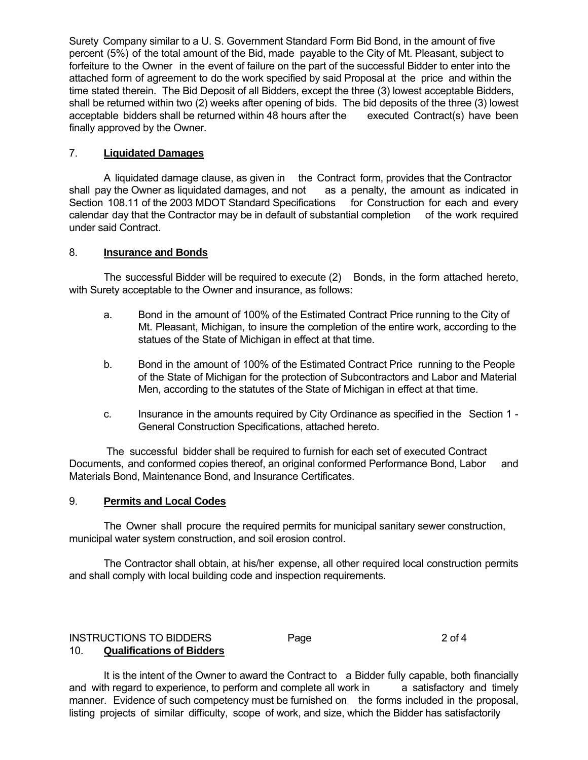Surety Company similar to a U. S. Government Standard Form Bid Bond, in the amount of five percent (5%) of the total amount of the Bid, made payable to the City of Mt. Pleasant, subject to forfeiture to the Owner in the event of failure on the part of the successful Bidder to enter into the attached form of agreement to do the work specified by said Proposal at the price and within the time stated therein. The Bid Deposit of all Bidders, except the three (3) lowest acceptable Bidders, shall be returned within two (2) weeks after opening of bids. The bid deposits of the three (3) lowest acceptable bidders shall be returned within 48 hours after the executed Contract(s) have been finally approved by the Owner.

7. **Liquidated Damages**

A liquidated damage clause, as given in the Contract form, provides that the Contractor shall pay the Owner as liquidated damages, and not as a penalty, the amount as indicated in Section 108.11 of the 2003 MDOT Standard Specifications for Construction for each and every calendar day that the Contractor may be in default of substantial completion of the work required under said Contract.

8. **Insurance and Bonds**

The successful Bidder will be required to execute (2) Bonds, in the form attached hereto, with Surety acceptable to the Owner and insurance, as follows:

a. Bond in the amount of 100% of the Estimated Contract Price running to the City of Mt. Pleasant, Michigan, to insure the completion of the entire work, according to the statues of the State of Michigan in effect at that time.

b. Bond in the amount of 100% of the Estimated Contract Price running to the People of the State of Michigan for the protection of Subcontractors and Labor and Material Men, according to the statutes of the State of Michigan in effect at that time.

c. Insurance in the amounts required by City Ordinance as specified in the Section 1 - General Construction Specifications, attached hereto.

The successful bidder shall be required to furnish for each set of executed Contract Documents, and conformed copies thereof, an original conformed Performance Bond, Labor and Materials Bond, Maintenance Bond, and Insurance Certificates.

9. **Permits and Local Codes**

The Owner shall procure the required permits for municipal sanitary sewer construction, municipal water system construction, and soil erosion control.

The Contractor shall obtain, at his/her expense, all other required local construction permits and shall comply with local building code and inspection requirements.

10. **Qualifications of Bidders**

It is the intent of the Owner to award the Contract to a Bidder fully capable, both financially and with regard to experience, to perform and complete all work in a satisfactory and timely manner. Evidence of such competency must be furnished on the forms included in the proposal, listing projects of similar difficulty, scope of work, and size, which the Bidder has satisfactorily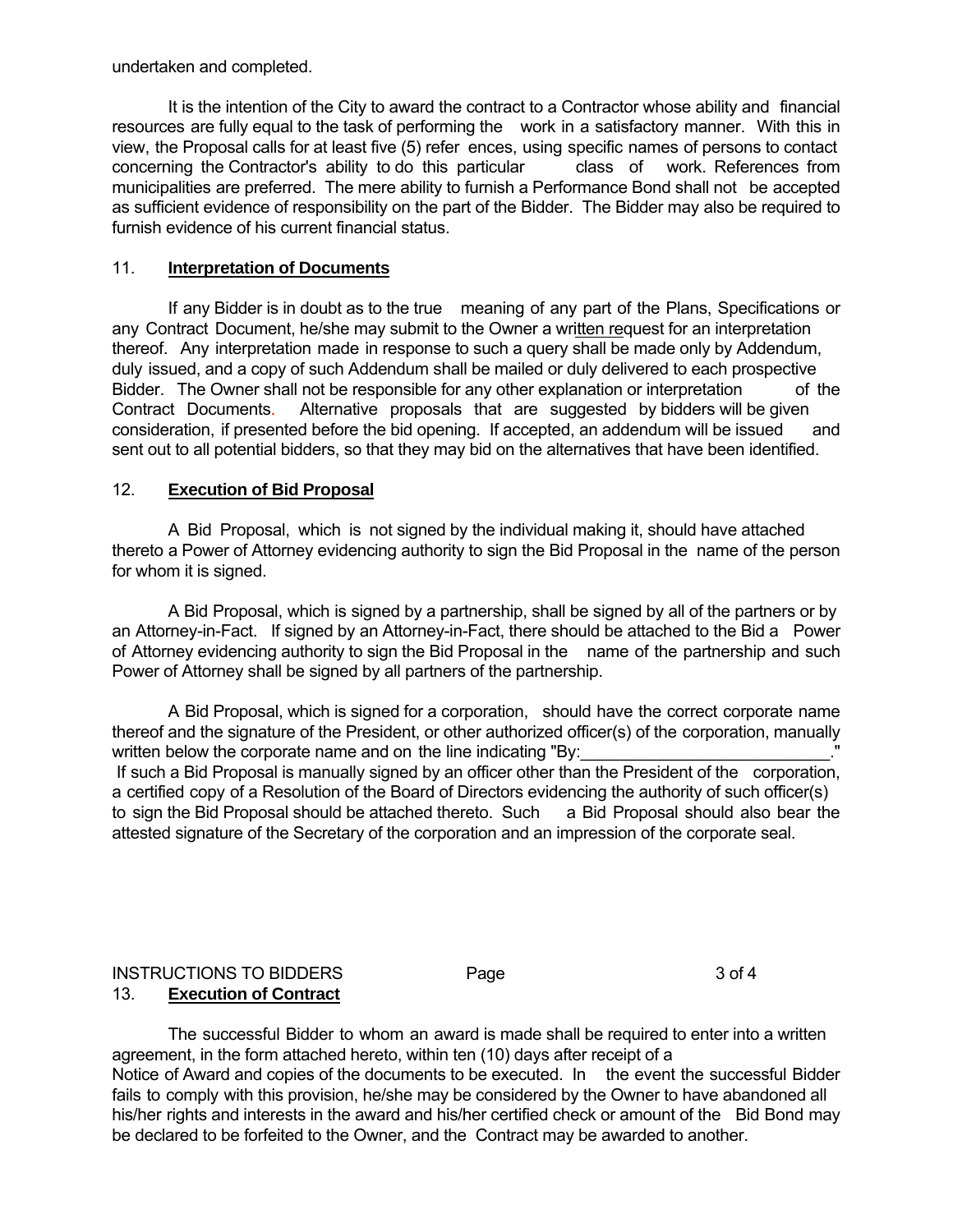undertaken and completed.

It is the intention of the City to award the contract to a Contractor whose ability and financial resources are fully equal to the task of performing the work in a satisfactory manner. With this in view, the Proposal calls for at least five (5) references, using specific names of persons to contact concerning the Contractor's ability to do this particular class of work. References from municipalities are preferred. The mere ability to furnish a Performance Bond shall not be accepted as sufficient evidence of responsibility on the part of the Bidder. The Bidder may also be required to furnish evidence of his current financial status.

## 11. **Interpretation of Documents**

If any Bidder is in doubt as to the true meaning of any part of the Plans, Specifications or any Contract Document, he/she may submit to the Owner a written request for an interpretation thereof. Any interpretation made in response to such a query shall be made only by Addendum, duly issued, and a copy of such Addendum shall be mailed or duly delivered to each prospective Bidder. The Owner shall not be responsible for any other explanation or interpretation of the Contract Documents. Alternative proposals that are suggested by bidders will be given consideration, if presented before the bid opening. If accepted, an addendum will be issued and sent out to all potential bidders, so that they may bid on the alternatives that have been identified.

## 12. **Execution of Bid Proposal**

A Bid Proposal, which is not signed by the individual making it, should have attached thereto a Power of Attorney evidencing authority to sign the Bid Proposal in the name of the person for whom it is signed.

A Bid Proposal, which is signed by a partnership, shall be signed by all of the partners or by an Attorney-in-Fact. If signed by an Attorney-in-Fact, there should be attached to the Bid a Power of Attorney evidencing authority to sign the Bid Proposal in the name of the partnership and such Power of Attorney shall be signed by all partners of the partnership.

A Bid Proposal, which is signed for a corporation, should have the correct corporate name thereof and the signature of the President, or other authorized officer(s) of the corporation, manually written below the corporate name and on the line indicating "By:___________________________." If such a Bid Proposal is manually signed by an officer other than the President of the corporation, a certified copy of a Resolution of the Board of Directors evidencing the authority of such officer(s) to sign the Bid Proposal should be attached thereto. Such a Bid Proposal should also bear the attested signature of the Secretary of the corporation and an impression of the corporate seal.

## 13. **Execution of Contract**

The successful Bidder to whom an award is made shall be required to enter into a written agreement, in the form attached hereto, within ten (10) days after receipt of a Notice of Award and copies of the documents to be executed. In the event the successful Bidder fails to comply with this provision, he/she may be considered by the Owner to have abandoned all his/her rights and interests in the award and his/her certified check or amount of the Bid Bond may be declared to be forfeited to the Owner, and the Contract may be awarded to another.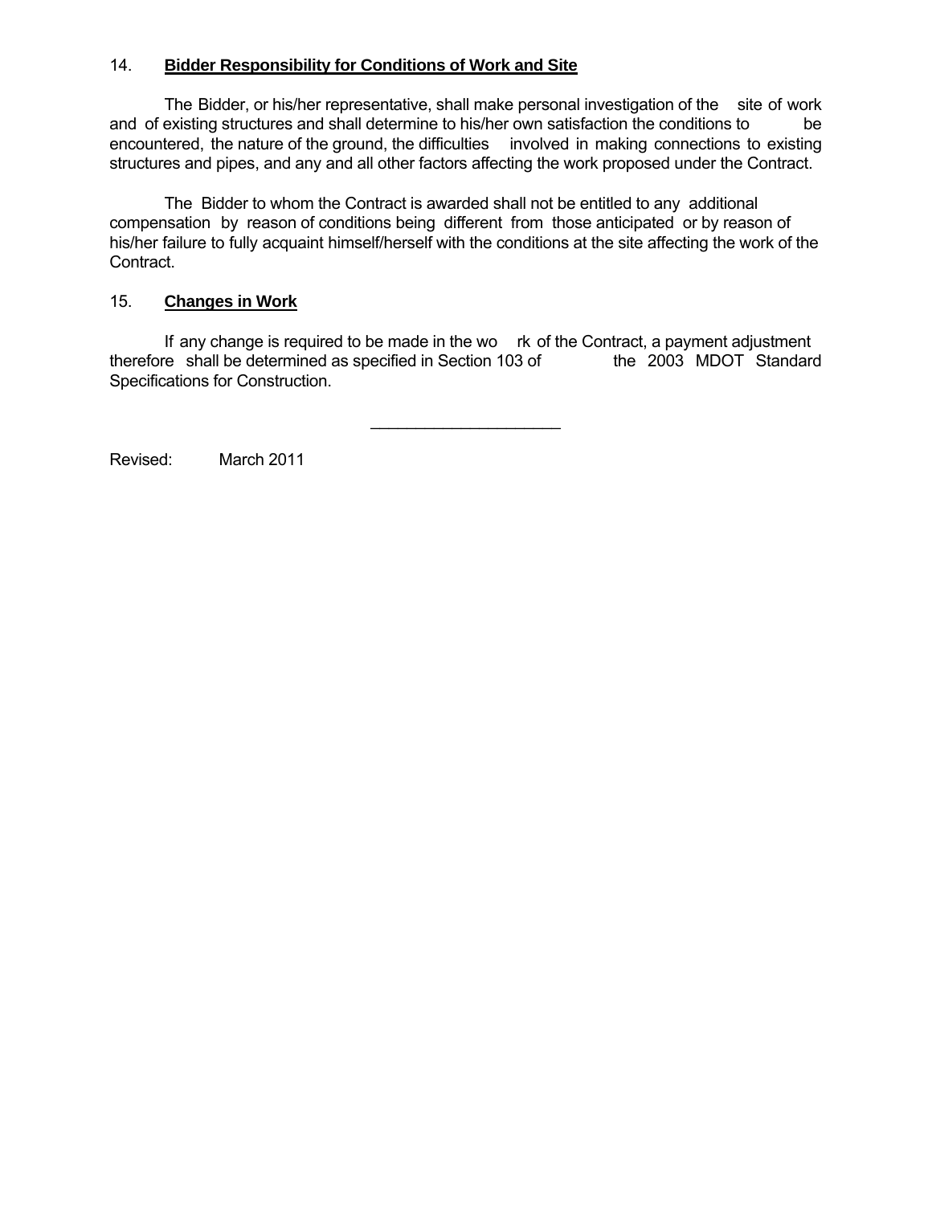14. **Bidder Responsibility for Conditions of Work and Site**

The Bidder, or his/her representative, shall make personal investigation of the site of work and of existing structures and shall determine to his/her own satisfaction the conditions to be encountered, the nature of the ground, the difficulties involved in making connections to existing structures and pipes, and any and all other factors affecting the work proposed under the Contract.

The Bidder to whom the Contract is awarded shall not be entitled to any additional compensation by reason of conditions being different from those anticipated or by reason of his/her failure to fully acquaint himself/herself with the conditions at the site affecting the work of the Contract.

15. **Changes in Work**

If any change is required to be made in the work of the Contract, a payment adjustment therefore shall be determined as specified in Section 103 of the 2003 MDOT Standard Specifications for Construction.

---

Revised: March 2011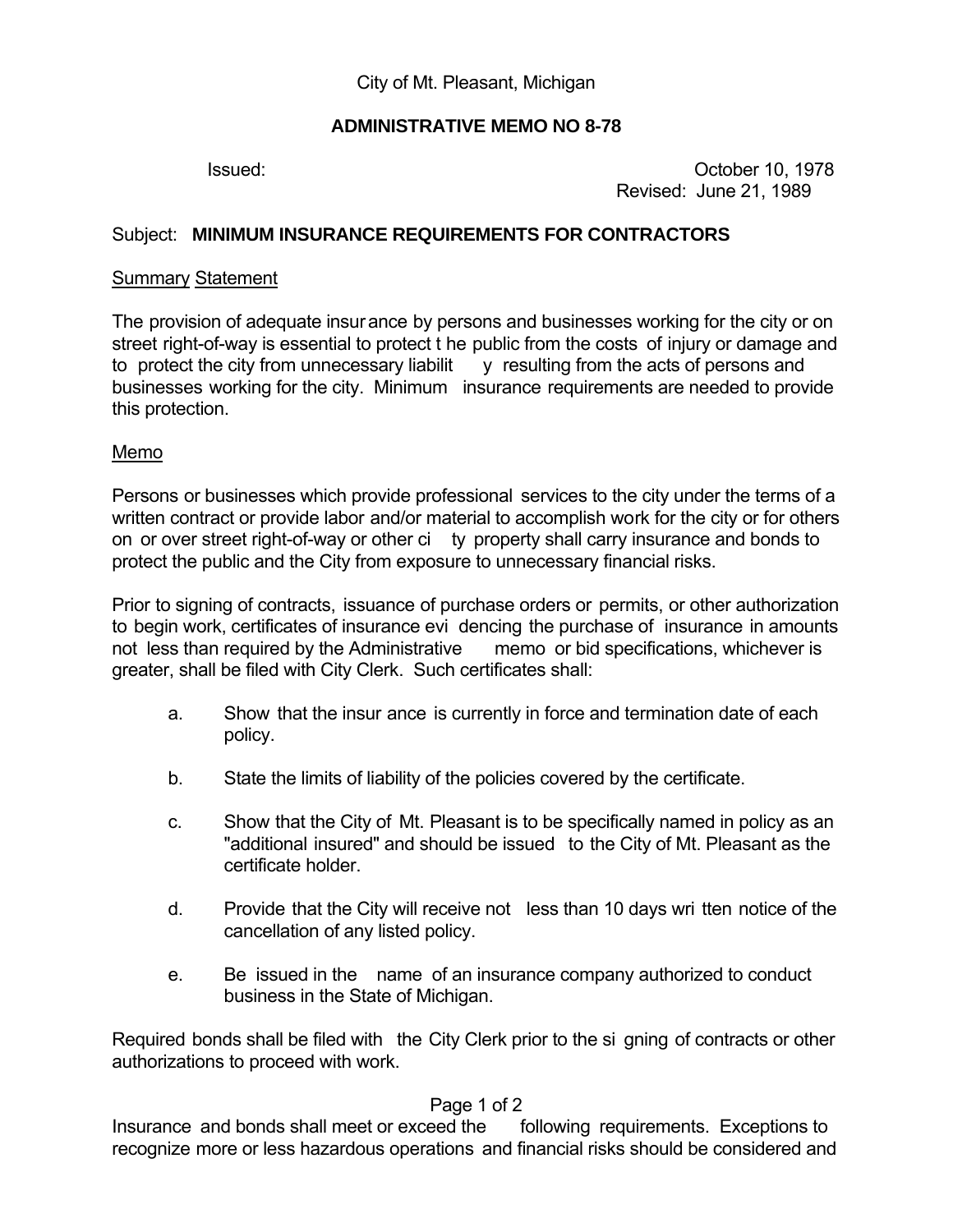City of Mt. Pleasant, Michigan

**ADMINISTRATIVE MEMO NO 8-78**

Issued: October 10, 1978
Revised: June 21, 1989

Subject: **MINIMUM INSURANCE REQUIREMENTS FOR CONTRACTORS**

Summary Statement

The provision of adequate insurance by persons and businesses working for the city or on street right-of-way is essential to protect the public from the costs of injury or damage and to protect the city from unnecessary liability resulting from the acts of persons and businesses working for the city. Minimum insurance requirements are needed to provide this protection.

Memo

Persons or businesses which provide professional services to the city under the terms of a written contract or provide labor and/or material to accomplish work for the city or for others on or over street right-of-way or other city property shall carry insurance and bonds to protect the public and the City from exposure to unnecessary financial risks.

Prior to signing of contracts, issuance of purchase orders or permits, or other authorization to begin work, certificates of insurance evidencing the purchase of insurance in amounts not less than required by the Administrative memo or bid specifications, whichever is greater, shall be filed with City Clerk. Such certificates shall:

a. Show that the insurance is currently in force and termination date of each policy.

b. State the limits of liability of the policies covered by the certificate.

c. Show that the City of Mt. Pleasant is to be specifically named in policy as an "additional insured" and should be issued to the City of Mt. Pleasant as the certificate holder.

d. Provide that the City will receive not less than 10 days written notice of the cancellation of any listed policy.

e. Be issued in the name of an insurance company authorized to conduct business in the State of Michigan.

Required bonds shall be filed with the City Clerk prior to the signing of contracts or other authorizations to proceed with work.

Insurance and bonds shall meet or exceed the following requirements. Exceptions to recognize more or less hazardous operations and financial risks should be considered and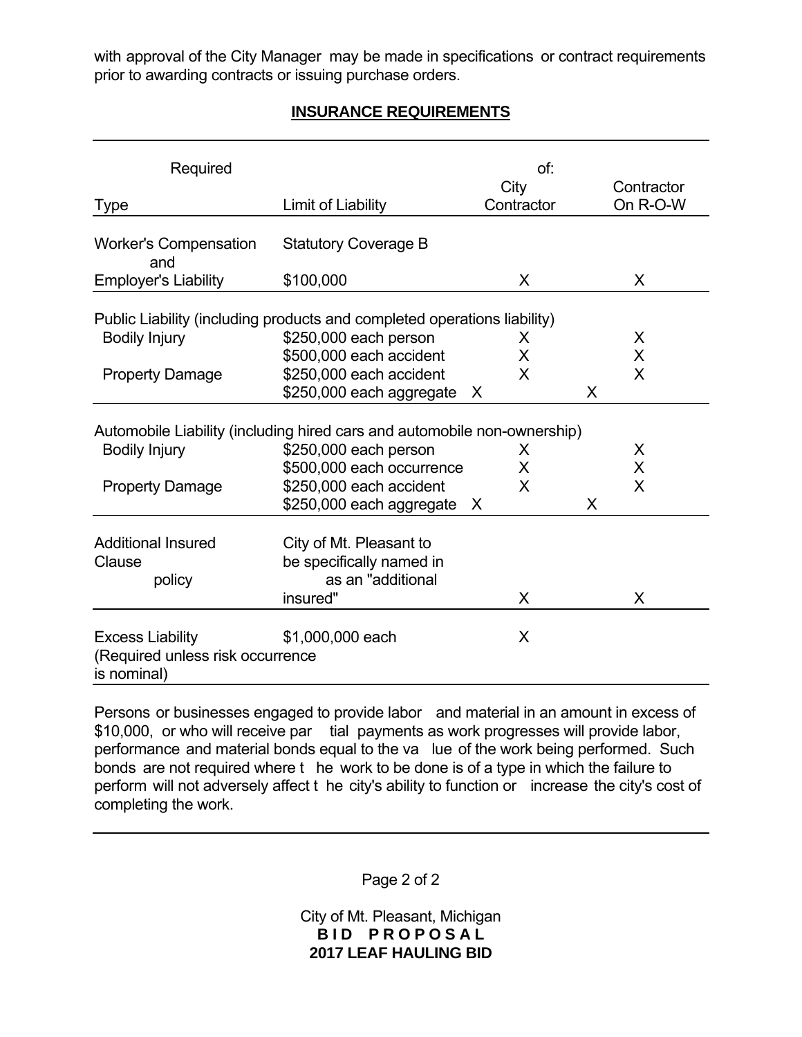with approval of the City Manager may be made in specifications or contract requirements prior to awarding contracts or issuing purchase orders.

## INSURANCE REQUIREMENTS

| Type | Limit of Liability | Required of: City Contractor | Contractor On R-O-W |
|---|---|---|---|
| Worker's Compensation and | Statutory Coverage B | | |
| Employer's Liability | $100,000 | X | X |
| Public Liability (including products and completed operations liability) | | | |
| Bodily Injury | $250,000 each person | X | X |
| | $500,000 each accident | X | X |
| Property Damage | $250,000 each accident | X | X |
| | $250,000 each aggregate | X | X |
| Automobile Liability (including hired cars and automobile non-ownership) | | | |
| Bodily Injury | $250,000 each person | X | X |
| | $500,000 each occurrence | X | X |
| Property Damage | $250,000 each accident | X | X |
| | $250,000 each aggregate | X | X |
| Additional Insured Clause policy | City of Mt. Pleasant to be specifically named in as an "additional insured" | X | X |
| Excess Liability (Required unless risk occurrence is nominal) | $1,000,000 each | X | |

Persons or businesses engaged to provide labor and material in an amount in excess of $10,000, or who will receive partial payments as work progresses will provide labor, performance and material bonds equal to the value of the work being performed. Such bonds are not required where the work to be done is of a type in which the failure to perform will not adversely affect the city's ability to function or increase the city's cost of completing the work.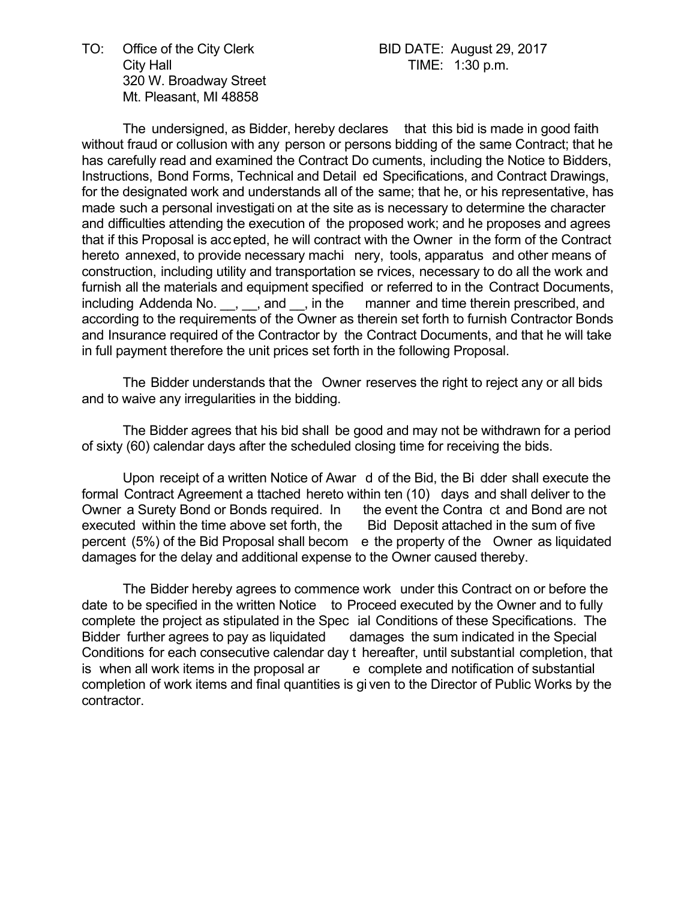TO: Office of the City Clerk
City Hall
320 W. Broadway Street
Mt. Pleasant, MI 48858

BID DATE: August 29, 2017
TIME: 1:30 p.m.

The undersigned, as Bidder, hereby declares that this bid is made in good faith without fraud or collusion with any person or persons bidding of the same Contract; that he has carefully read and examined the Contract Documents, including the Notice to Bidders, Instructions, Bond Forms, Technical and Detailed Specifications, and Contract Drawings, for the designated work and understands all of the same; that he, or his representative, has made such a personal investigation at the site as is necessary to determine the character and difficulties attending the execution of the proposed work; and he proposes and agrees that if this Proposal is accepted, he will contract with the Owner in the form of the Contract hereto annexed, to provide necessary machinery, tools, apparatus and other means of construction, including utility and transportation services, necessary to do all the work and furnish all the materials and equipment specified or referred to in the Contract Documents, including Addenda No. __, __, and __, in the manner and time therein prescribed, and according to the requirements of the Owner as therein set forth to furnish Contractor Bonds and Insurance required of the Contractor by the Contract Documents, and that he will take in full payment therefore the unit prices set forth in the following Proposal.

The Bidder understands that the Owner reserves the right to reject any or all bids and to waive any irregularities in the bidding.

The Bidder agrees that his bid shall be good and may not be withdrawn for a period of sixty (60) calendar days after the scheduled closing time for receiving the bids.

Upon receipt of a written Notice of Award of the Bid, the Bidder shall execute the formal Contract Agreement attached hereto within ten (10) days and shall deliver to the Owner a Surety Bond or Bonds required. In the event the Contract and Bond are not executed within the time above set forth, the Bid Deposit attached in the sum of five percent (5%) of the Bid Proposal shall become the property of the Owner as liquidated damages for the delay and additional expense to the Owner caused thereby.

The Bidder hereby agrees to commence work under this Contract on or before the date to be specified in the written Notice to Proceed executed by the Owner and to fully complete the project as stipulated in the Special Conditions of these Specifications. The Bidder further agrees to pay as liquidated damages the sum indicated in the Special Conditions for each consecutive calendar day thereafter, until substantial completion, that is when all work items in the proposal are complete and notification of substantial completion of work items and final quantities is given to the Director of Public Works by the contractor.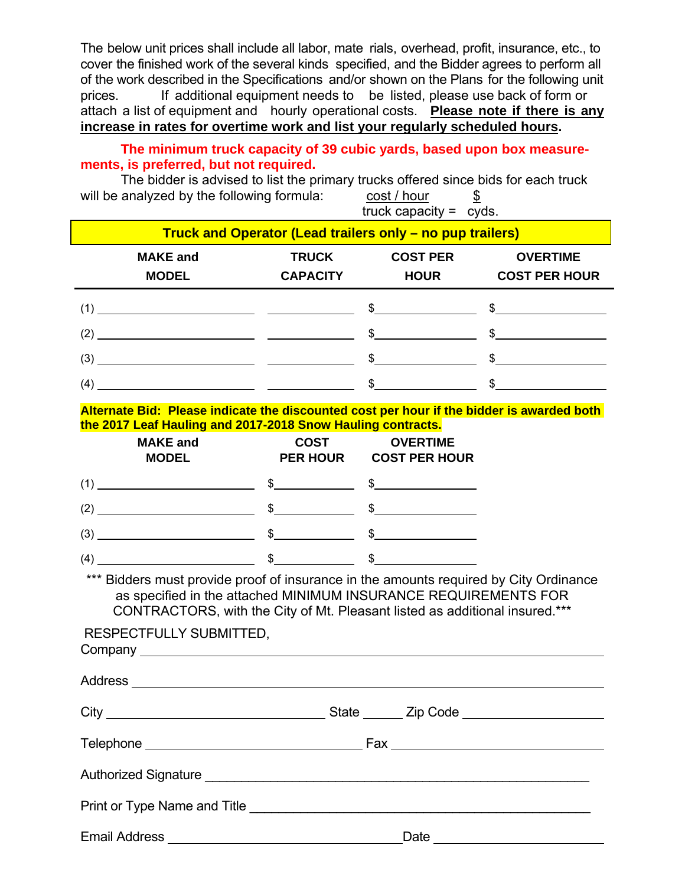The below unit prices shall include all labor, mate rials, overhead, profit, insurance, etc., to cover the finished work of the several kinds specified, and the Bidder agrees to perform all of the work described in the Specifications and/or shown on the Plans for the following unit prices. If additional equipment needs to be listed, please use back of form or attach a list of equipment and hourly operational costs. **Please note if there is any increase in rates for overtime work and list your regularly scheduled hours.**

**The minimum truck capacity of 39 cubic yards, based upon box measurements, is preferred, but not required.**

The bidder is advised to list the primary trucks offered since bids for each truck will be analyzed by the following formula: $\frac{\text{cost / hour}}{\text{truck capacity}} = \frac{\$}{\text{cyds.}}$

**Truck and Operator (Lead trailers only – no pup trailers)**

| | MAKE and MODEL | TRUCK CAPACITY | COST PER HOUR | OVERTIME COST PER HOUR |
|---|---|---|---|---|
| (1) | | | $ | $ |
| (2) | | | $ | $ |
| (3) | | | $ | $ |
| (4) | | | $ | $ |

**Alternate Bid: Please indicate the discounted cost per hour if the bidder is awarded both the 2017 Leaf Hauling and 2017-2018 Snow Hauling contracts.**

| | MAKE and MODEL | COST PER HOUR | OVERTIME COST PER HOUR |
|---|---|---|---|
| (1) | | $ | $ |
| (2) | | $ | $ |
| (3) | | $ | $ |
| (4) | | $ | $ |

*** Bidders must provide proof of insurance in the amounts required by City Ordinance as specified in the attached MINIMUM INSURANCE REQUIREMENTS FOR CONTRACTORS, with the City of Mt. Pleasant listed as additional insured.***

RESPECTFULLY SUBMITTED,

Company ______________________________

Address ______________________________

City ____________________ State ______ Zip Code ____________

Telephone ____________________ Fax ____________________

Authorized Signature ______________________________

Print or Type Name and Title ______________________________

Email Address ____________________ Date ____________________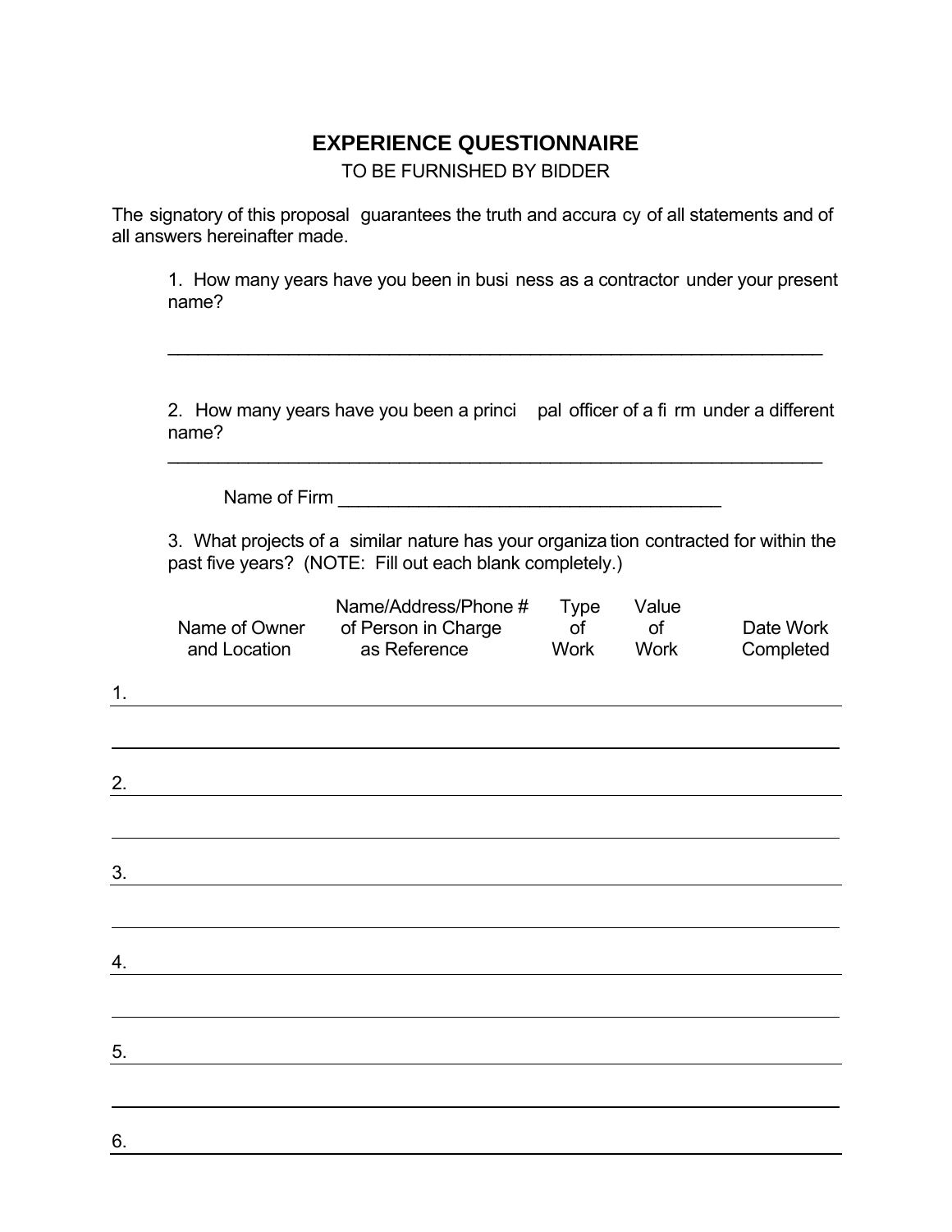# EXPERIENCE QUESTIONNAIRE

TO BE FURNISHED BY BIDDER

The signatory of this proposal guarantees the truth and accuracy of all statements and of all answers hereinafter made.

1. How many years have you been in business as a contractor under your present name?

_______________________________________________________________________

2. How many years have you been a principal officer of a firm under a different name?

_______________________________________________________________________

Name of Firm ________________________________________

3. What projects of a similar nature has your organization contracted for within the past five years? (NOTE: Fill out each blank completely.)

| | Name of Owner and Location | Name/Address/Phone # of Person in Charge as Reference | Type of Work | Value of Work | Date Work Completed |
|---|---|---|---|---|---|
| 1. | | | | | |
| | | | | | |
| 2. | | | | | |
| | | | | | |
| 3. | | | | | |
| | | | | | |
| 4. | | | | | |
| | | | | | |
| 5. | | | | | |
| | | | | | |
| 6. | | | | | |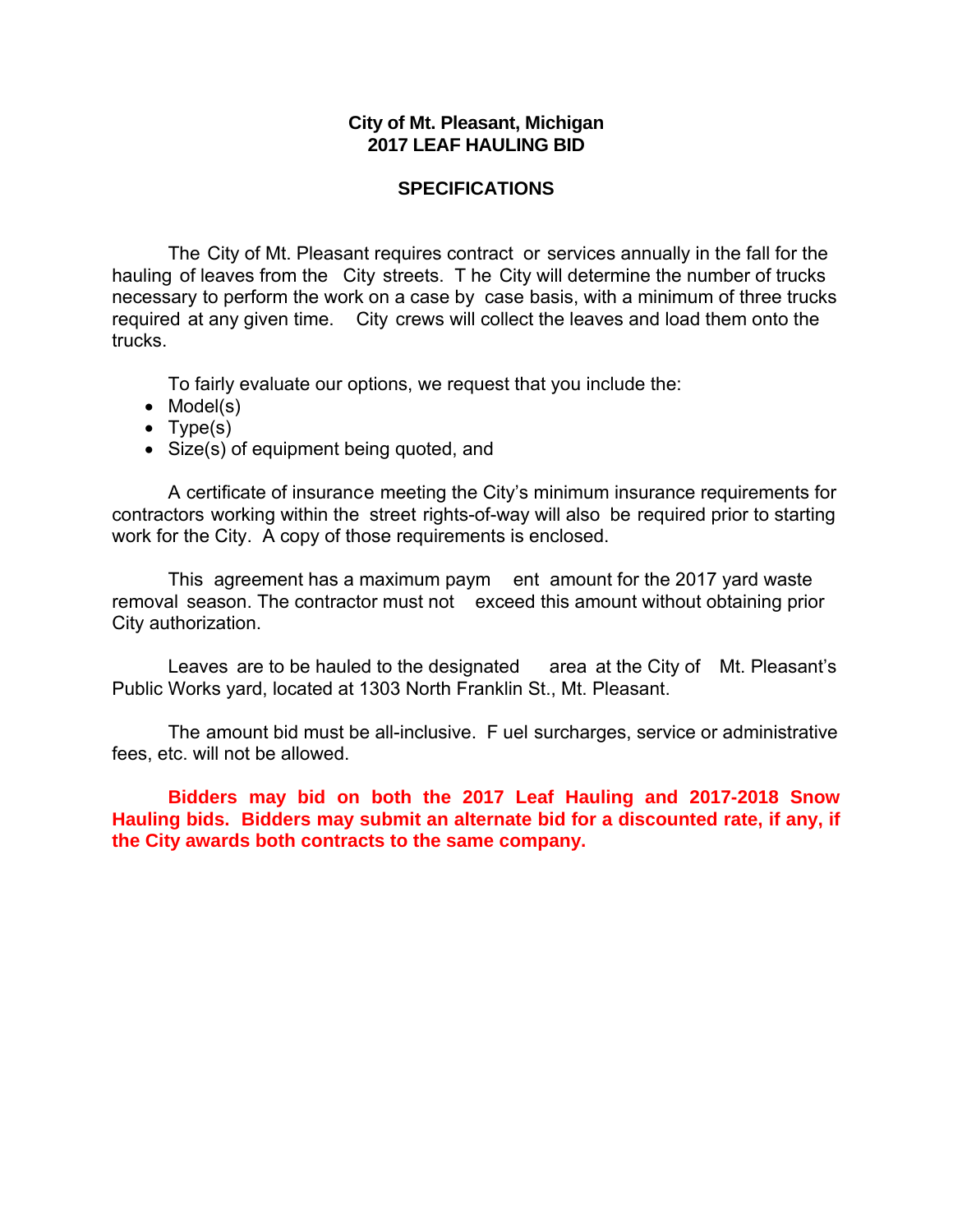**City of Mt. Pleasant, Michigan**
**2017 LEAF HAULING BID**

**SPECIFICATIONS**

The City of Mt. Pleasant requires contract or services annually in the fall for the hauling of leaves from the City streets. The City will determine the number of trucks necessary to perform the work on a case by case basis, with a minimum of three trucks required at any given time. City crews will collect the leaves and load them onto the trucks.

To fairly evaluate our options, we request that you include the:

- Model(s)
- Type(s)
- Size(s) of equipment being quoted, and

A certificate of insurance meeting the City's minimum insurance requirements for contractors working within the street rights-of-way will also be required prior to starting work for the City. A copy of those requirements is enclosed.

This agreement has a maximum payment amount for the 2017 yard waste removal season. The contractor must not exceed this amount without obtaining prior City authorization.

Leaves are to be hauled to the designated area at the City of Mt. Pleasant's Public Works yard, located at 1303 North Franklin St., Mt. Pleasant.

The amount bid must be all-inclusive. Fuel surcharges, service or administrative fees, etc. will not be allowed.

**Bidders may bid on both the 2017 Leaf Hauling and 2017-2018 Snow Hauling bids. Bidders may submit an alternate bid for a discounted rate, if any, if the City awards both contracts to the same company.**